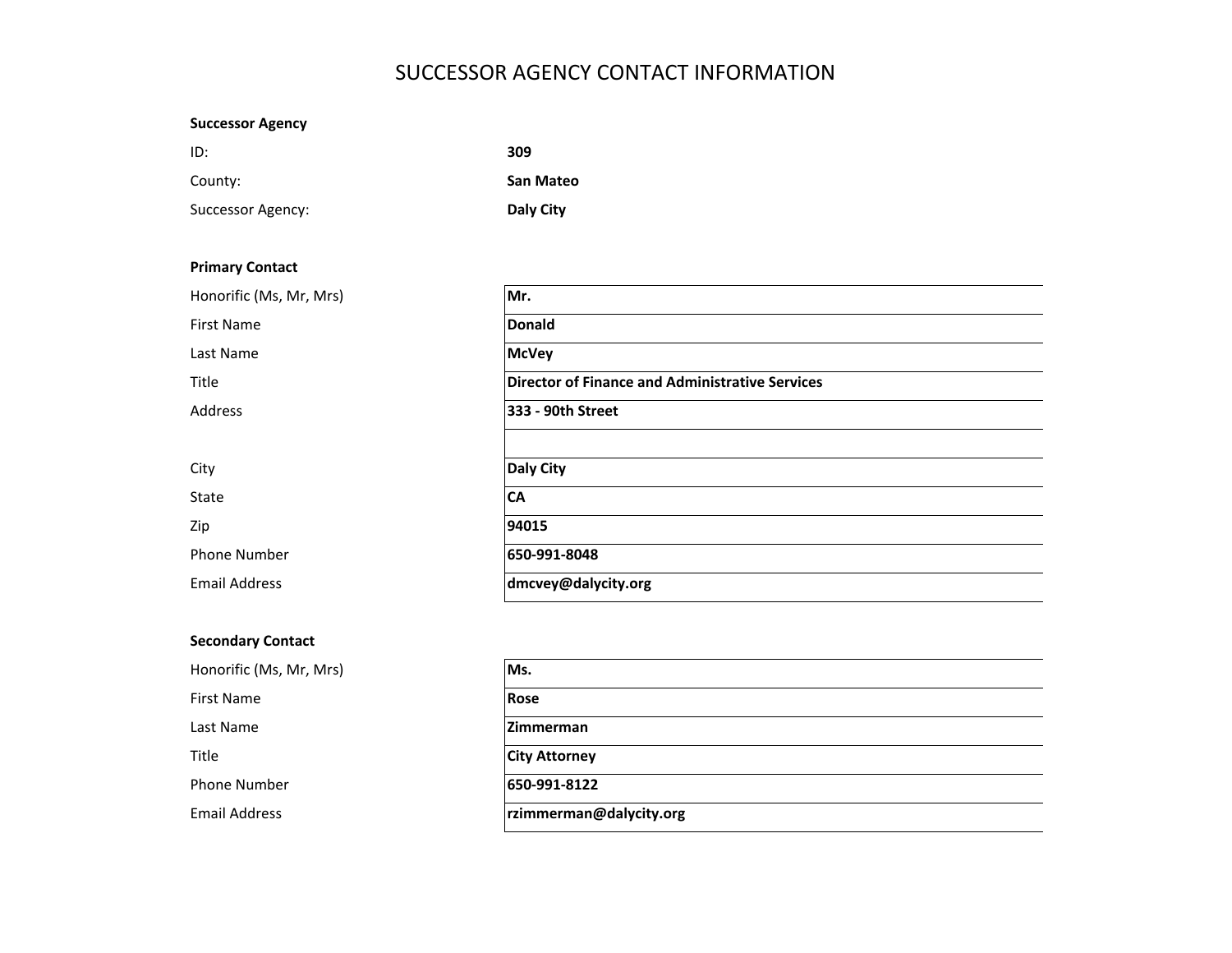# SUCCESSOR AGENCY CONTACT INFORMATION

**Successor Agency**

| | |
|---|---|
| ID: | **309** |
| County: | **San Mateo** |
| Successor Agency: | **Daly City** |

**Primary Contact**

| | |
|---|---|
| Honorific (Ms, Mr, Mrs) | **Mr.** |
| First Name | **Donald** |
| Last Name | **McVey** |
| Title | **Director of Finance and Administrative Services** |
| Address | **333 - 90th Street** |
| | |
| City | **Daly City** |
| State | **CA** |
| Zip | **94015** |
| Phone Number | **650-991-8048** |
| Email Address | **dmcvey@dalycity.org** |

**Secondary Contact**

| | |
|---|---|
| Honorific (Ms, Mr, Mrs) | **Ms.** |
| First Name | **Rose** |
| Last Name | **Zimmerman** |
| Title | **City Attorney** |
| Phone Number | **650-991-8122** |
| Email Address | **rzimmerman@dalycity.org** |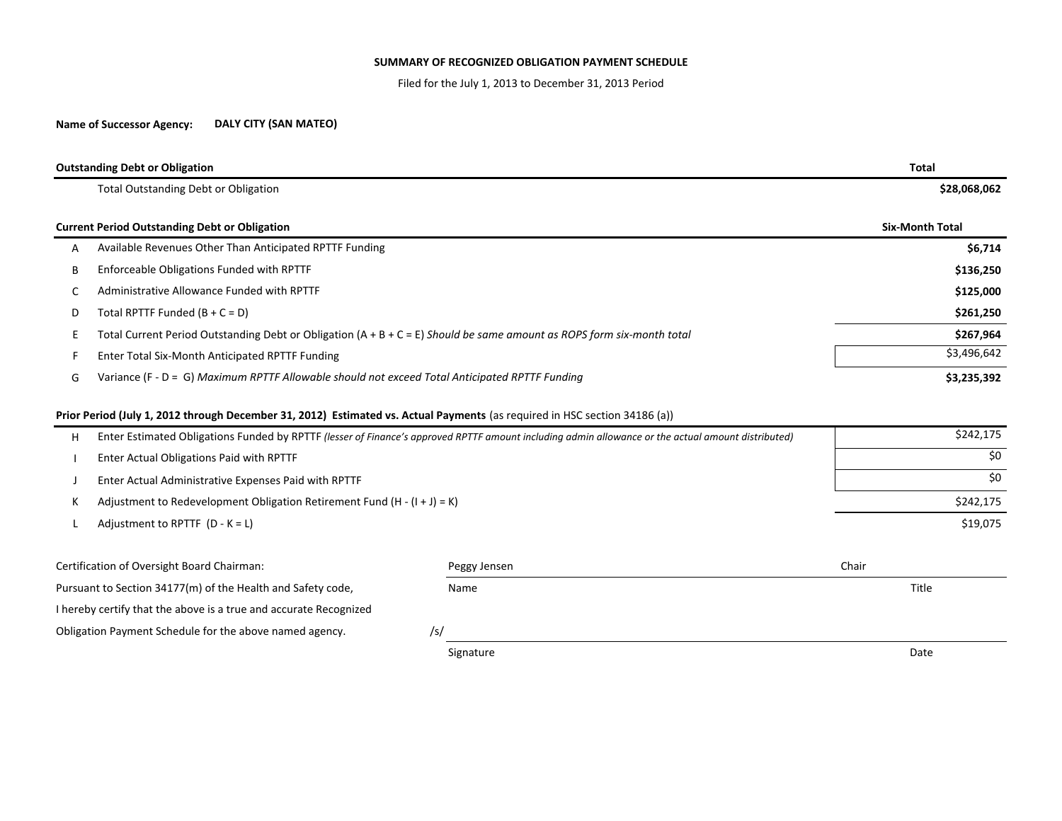**SUMMARY OF RECOGNIZED OBLIGATION PAYMENT SCHEDULE**

Filed for the July 1, 2013 to December 31, 2013 Period

**Name of Successor Agency:** **DALY CITY (SAN MATEO)**

| | **Outstanding Debt or Obligation** | **Total** |
|---|---|---|
| | Total Outstanding Debt or Obligation | **$28,068,062** |

| | **Current Period Outstanding Debt or Obligation** | **Six-Month Total** |
|---|---|---|
| A | Available Revenues Other Than Anticipated RPTTF Funding | **$6,714** |
| B | Enforceable Obligations Funded with RPTTF | **$136,250** |
| C | Administrative Allowance Funded with RPTTF | **$125,000** |
| D | Total RPTTF Funded (B + C = D) | **$261,250** |
| E | Total Current Period Outstanding Debt or Obligation (A + B + C = E) *Should be same amount as ROPS form six-month total* | **$267,964** |
| F | Enter Total Six-Month Anticipated RPTTF Funding | $3,496,642 |
| G | Variance (F - D = G) *Maximum RPTTF Allowable should not exceed Total Anticipated RPTTF Funding* | **$3,235,392** |

**Prior Period (July 1, 2012 through December 31, 2012) Estimated vs. Actual Payments** (as required in HSC section 34186 (a))

| | | |
|---|---|---|
| H | Enter Estimated Obligations Funded by RPTTF *(lesser of Finance's approved RPTTF amount including admin allowance or the actual amount distributed)* | $242,175 |
| I | Enter Actual Obligations Paid with RPTTF | $0 |
| J | Enter Actual Administrative Expenses Paid with RPTTF | $0 |
| K | Adjustment to Redevelopment Obligation Retirement Fund (H - (I + J) = K) | $242,175 |
| L | Adjustment to RPTTF (D - K = L) | $19,075 |

Certification of Oversight Board Chairman:
Pursuant to Section 34177(m) of the Health and Safety code,
I hereby certify that the above is a true and accurate Recognized
Obligation Payment Schedule for the above named agency.

| | |
|---|---|
| Peggy Jensen | Chair |
| Name | Title |
| /s/ | |
| Signature | Date |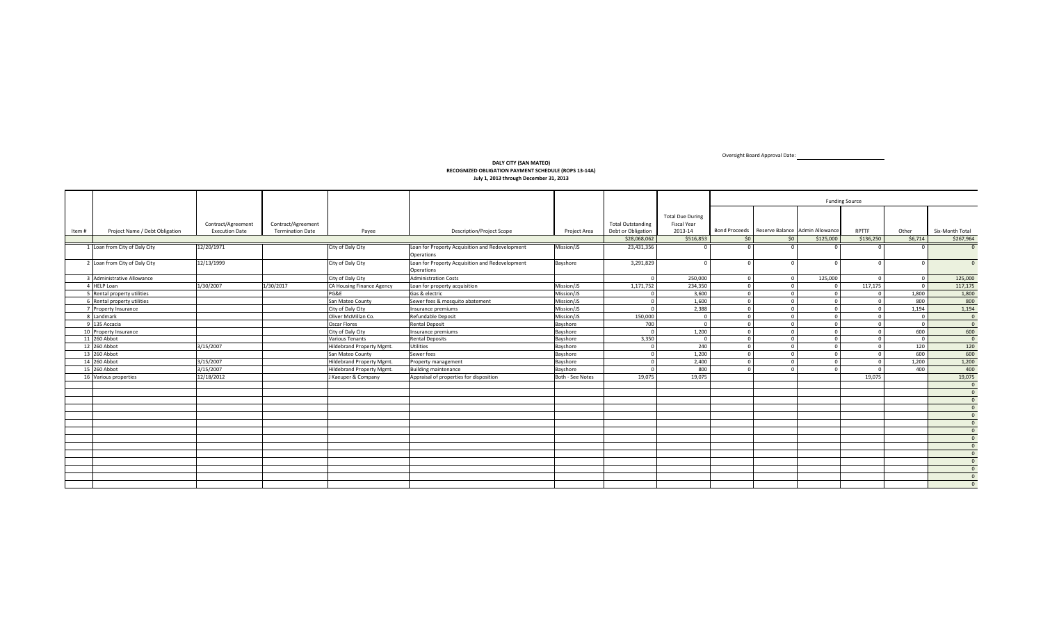Oversight Board Approval Date: ____________________

**DALY CITY (SAN MATEO)**
**RECOGNIZED OBLIGATION PAYMENT SCHEDULE (ROPS 13-14A)**
**July 1, 2013 through December 31, 2013**

| | | | | | | | | | Funding Source | | | | | | |
|---|---|---|---|---|---|---|---|---|---|---|---|---|---|---|---|
| Item # | Project Name / Debt Obligation | Contract/Agreement Execution Date | Contract/Agreement Termination Date | Payee | Description/Project Scope | Project Area | Total Outstanding Debt or Obligation | Total Due During Fiscal Year 2013-14 | Bond Proceeds | Reserve Balance | Admin Allowance | RPTTF | Other | Six-Month Total |
| | | | | | | | $28,068,062 | $516,853 | $0 | $0 | $125,000 | $136,250 | $6,714 | $267,964 |
| 1 | Loan from City of Daly City | 12/20/1971 | | City of Daly City | Loan for Property Acquisition and Redevelopment Operations | Mission/JS | 23,431,356 | 0 | 0 | 0 | 0 | 0 | 0 | 0 |
| 2 | Loan from City of Daly City | 12/13/1999 | | City of Daly City | Loan for Property Acquisition and Redevelopment Operations | Bayshore | 3,291,829 | 0 | 0 | 0 | 0 | 0 | 0 | 0 |
| 3 | Administrative Allowance | | | City of Daly City | Administration Costs | | 0 | 250,000 | 0 | 0 | 125,000 | 0 | 0 | 125,000 |
| 4 | HELP Loan | 1/30/2007 | 1/30/2017 | CA Housing Finance Agency | Loan for property acquisition | Mission/JS | 1,171,752 | 234,350 | 0 | 0 | 0 | 117,175 | 0 | 117,175 |
| 5 | Rental property utilities | | | PG&E | Gas & electric | Mission/JS | 0 | 3,600 | 0 | 0 | 0 | 0 | 1,800 | 1,800 |
| 6 | Rental property utilities | | | San Mateo County | Sewer fees & mosquito abatement | Mission/JS | 0 | 1,600 | 0 | 0 | 0 | 0 | 800 | 800 |
| 7 | Property Insurance | | | City of Daly City | Insurance premiums | Mission/JS | 0 | 2,388 | 0 | 0 | 0 | 0 | 1,194 | 1,194 |
| 8 | Landmark | | | Oliver McMillan Co. | Refundable Deposit | Mission/JS | 150,000 | 0 | 0 | 0 | 0 | 0 | 0 | 0 |
| 9 | 135 Accacia | | | Oscar Flores | Rental Deposit | Bayshore | 700 | 0 | 0 | 0 | 0 | 0 | 0 | 0 |
| 10 | Property Insurance | | | City of Daly City | Insurance premiums | Bayshore | 0 | 1,200 | 0 | 0 | 0 | 0 | 600 | 600 |
| 11 | 260 Abbot | | | Various Tenants | Rental Deposits | Bayshore | 3,350 | 0 | 0 | 0 | 0 | 0 | 0 | 0 |
| 12 | 260 Abbot | 3/15/2007 | | Hildebrand Property Mgmt. | Utilities | Bayshore | 0 | 240 | 0 | 0 | 0 | 0 | 120 | 120 |
| 13 | 260 Abbot | | | San Mateo County | Sewer fees | Bayshore | 0 | 1,200 | 0 | 0 | 0 | 0 | 600 | 600 |
| 14 | 260 Abbot | 3/15/2007 | | Hildebrand Property Mgmt. | Property management | Bayshore | 0 | 2,400 | 0 | 0 | 0 | 0 | 1,200 | 1,200 |
| 15 | 260 Abbot | 3/15/2007 | | Hildebrand Property Mgmt. | Building maintenance | Bayshore | 0 | 800 | 0 | 0 | 0 | 0 | 400 | 400 |
| 16 | Various properties | 12/18/2012 | | J Kaeuper & Company | Appraisal of properties for disposition | Both - See Notes | 19,075 | 19,075 | | | | 19,075 | | 19,075 |
| | | | | | | | | | | | | | | 0 |
| | | | | | | | | | | | | | | 0 |
| | | | | | | | | | | | | | | 0 |
| | | | | | | | | | | | | | | 0 |
| | | | | | | | | | | | | | | 0 |
| | | | | | | | | | | | | | | 0 |
| | | | | | | | | | | | | | | 0 |
| | | | | | | | | | | | | | | 0 |
| | | | | | | | | | | | | | | 0 |
| | | | | | | | | | | | | | | 0 |
| | | | | | | | | | | | | | | 0 |
| | | | | | | | | | | | | | | 0 |
| | | | | | | | | | | | | | | 0 |
| | | | | | | | | | | | | | | 0 |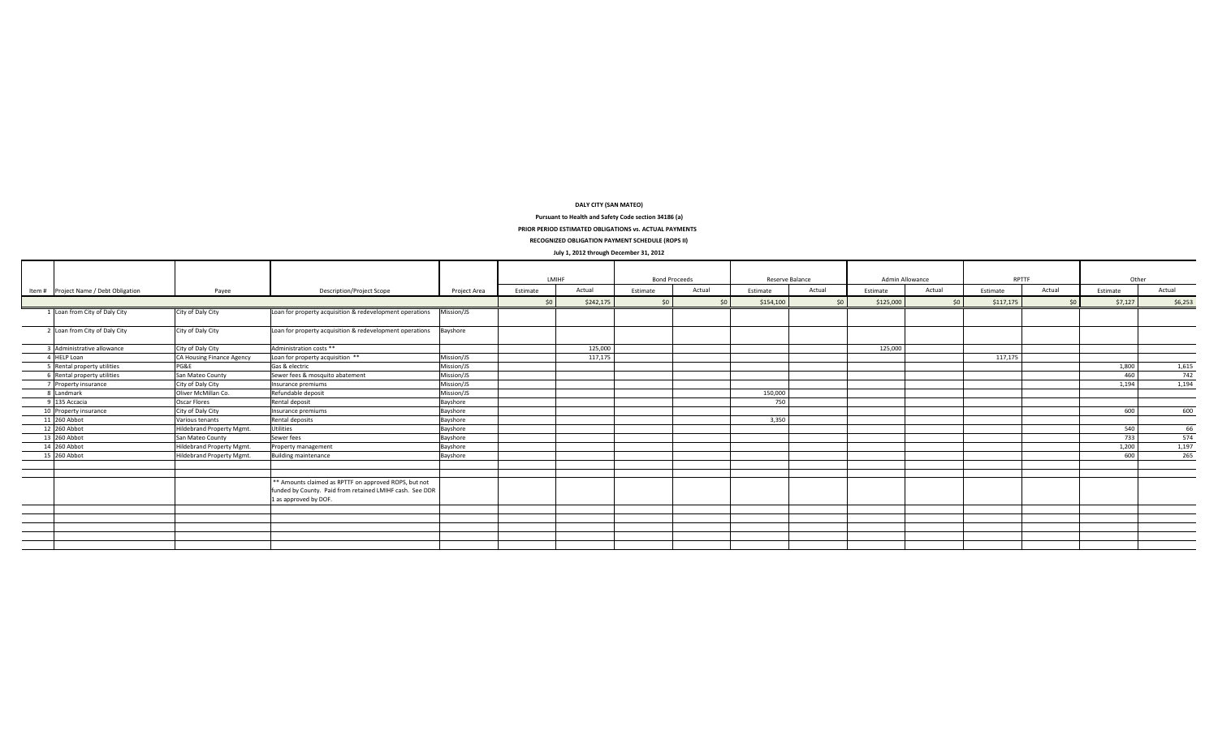**DALY CITY (SAN MATEO)**

**Pursuant to Health and Safety Code section 34186 (a)**

**PRIOR PERIOD ESTIMATED OBLIGATIONS vs. ACTUAL PAYMENTS**

**RECOGNIZED OBLIGATION PAYMENT SCHEDULE (ROPS II)**

**July 1, 2012 through December 31, 2012**

| Item # | Project Name / Debt Obligation | Payee | Description/Project Scope | Project Area | LMIHF | | Bond Proceeds | | Reserve Balance | | Admin Allowance | | RPTTF | | Other | |
|---|---|---|---|---|---|---|---|---|---|---|---|---|---|---|---|---|
| | | | | | Estimate | Actual | Estimate | Actual | Estimate | Actual | Estimate | Actual | Estimate | Actual | Estimate | Actual |
| | | | | | $0 | $242,175 | $0 | $0 | $154,100 | $0 | $125,000 | $0 | $117,175 | $0 | $7,127 | $6,253 |
| 1 | Loan from City of Daly City | City of Daly City | Loan for property acquisition & redevelopment operations | Mission/JS | | | | | | | | | | | | |
| 2 | Loan from City of Daly City | City of Daly City | Loan for property acquisition & redevelopment operations | Bayshore | | | | | | | | | | | | |
| 3 | Administrative allowance | City of Daly City | Administration costs ** | | | 125,000 | | | | | 125,000 | | | | | |
| 4 | HELP Loan | CA Housing Finance Agency | Loan for property acquisition ** | Mission/JS | | 117,175 | | | | | | | 117,175 | | | |
| 5 | Rental property utilities | PG&E | Gas & electric | Mission/JS | | | | | | | | | | | 1,800 | 1,615 |
| 6 | Rental property utilities | San Mateo County | Sewer fees & mosquito abatement | Mission/JS | | | | | | | | | | | 460 | 742 |
| 7 | Property insurance | City of Daly City | Insurance premiums | Mission/JS | | | | | | | | | | | 1,194 | 1,194 |
| 8 | Landmark | Oliver McMillan Co. | Refundable deposit | Mission/JS | | | | | 150,000 | | | | | | | |
| 9 | 135 Accacia | Oscar Flores | Rental deposit | Bayshore | | | | | 750 | | | | | | | |
| 10 | Property insurance | City of Daly City | Insurance premiums | Bayshore | | | | | | | | | | | 600 | 600 |
| 11 | 260 Abbot | Various tenants | Rental deposits | Bayshore | | | | | 3,350 | | | | | | | |
| 12 | 260 Abbot | Hildebrand Property Mgmt. | Utilities | Bayshore | | | | | | | | | | | 540 | 66 |
| 13 | 260 Abbot | San Mateo County | Sewer fees | Bayshore | | | | | | | | | | | 733 | 574 |
| 14 | 260 Abbot | Hildebrand Property Mgmt. | Property management | Bayshore | | | | | | | | | | | 1,200 | 1,197 |
| 15 | 260 Abbot | Hildebrand Property Mgmt. | Building maintenance | Bayshore | | | | | | | | | | | 600 | 265 |
| | | | | | | | | | | | | | | | | |
| | | | ** Amounts claimed as RPTTF on approved ROPS, but not funded by County. Paid from retained LMIHF cash. See DDR 1 as approved by DOF. | | | | | | | | | | | | | |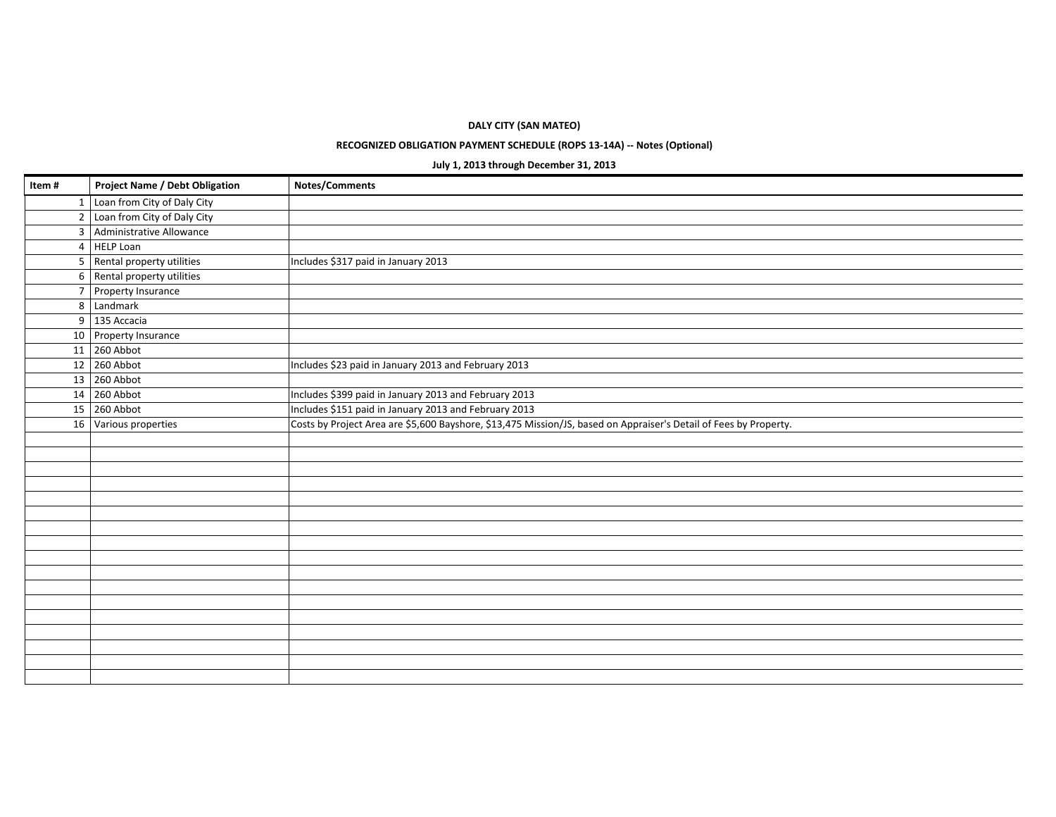**DALY CITY (SAN MATEO)**

**RECOGNIZED OBLIGATION PAYMENT SCHEDULE (ROPS 13-14A) -- Notes (Optional)**

**July 1, 2013 through December 31, 2013**

| Item # | Project Name / Debt Obligation | Notes/Comments |
|---|---|---|
| 1 | Loan from City of Daly City | |
| 2 | Loan from City of Daly City | |
| 3 | Administrative Allowance | |
| 4 | HELP Loan | |
| 5 | Rental property utilities | Includes $317 paid in January 2013 |
| 6 | Rental property utilities | |
| 7 | Property Insurance | |
| 8 | Landmark | |
| 9 | 135 Accacia | |
| 10 | Property Insurance | |
| 11 | 260 Abbot | |
| 12 | 260 Abbot | Includes $23 paid in January 2013 and February 2013 |
| 13 | 260 Abbot | |
| 14 | 260 Abbot | Includes $399 paid in January 2013 and February 2013 |
| 15 | 260 Abbot | Includes $151 paid in January 2013 and February 2013 |
| 16 | Various properties | Costs by Project Area are $5,600 Bayshore, $13,475 Mission/JS, based on Appraiser's Detail of Fees by Property. |